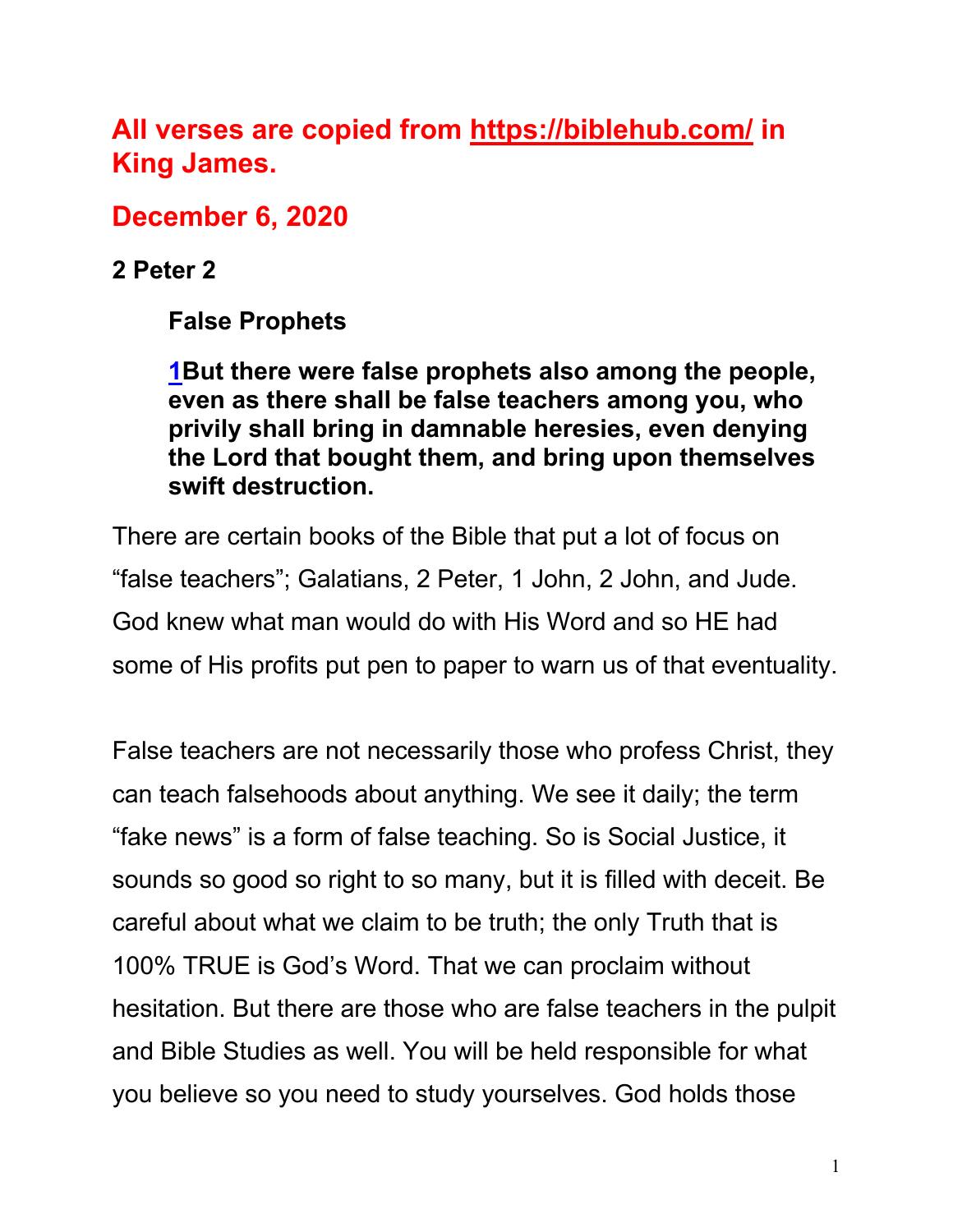**All verses are copied from https://biblehub.com/ in King James.**

**December 6, 2020**

**2 Peter 2**

**False Prophets**

**1But there were false prophets also among the people, even as there shall be false teachers among you, who privily shall bring in damnable heresies, even denying the Lord that bought them, and bring upon themselves swift destruction.**

There are certain books of the Bible that put a lot of focus on "false teachers"; Galatians, 2 Peter, 1 John, 2 John, and Jude. God knew what man would do with His Word and so HE had some of His profits put pen to paper to warn us of that eventuality.

False teachers are not necessarily those who profess Christ, they can teach falsehoods about anything. We see it daily; the term "fake news" is a form of false teaching. So is Social Justice, it sounds so good so right to so many, but it is filled with deceit. Be careful about what we claim to be truth; the only Truth that is 100% TRUE is God's Word. That we can proclaim without hesitation. But there are those who are false teachers in the pulpit and Bible Studies as well. You will be held responsible for what you believe so you need to study yourselves. God holds those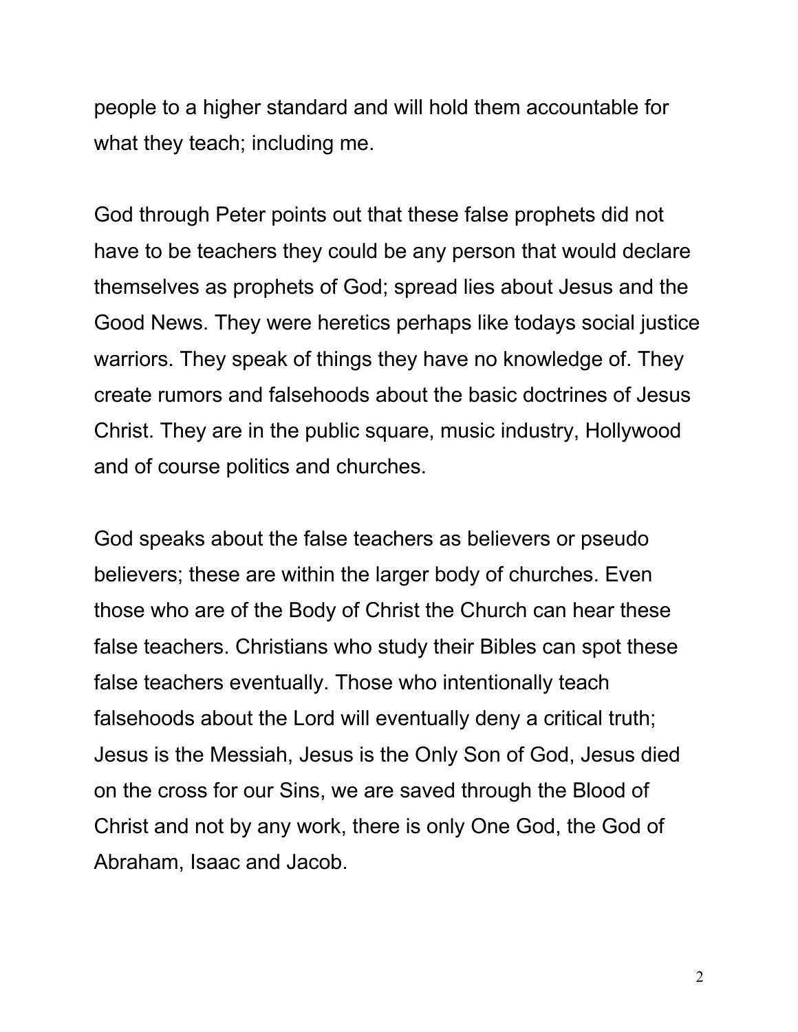people to a higher standard and will hold them accountable for what they teach; including me.

God through Peter points out that these false prophets did not have to be teachers they could be any person that would declare themselves as prophets of God; spread lies about Jesus and the Good News. They were heretics perhaps like todays social justice warriors. They speak of things they have no knowledge of. They create rumors and falsehoods about the basic doctrines of Jesus Christ. They are in the public square, music industry, Hollywood and of course politics and churches.

God speaks about the false teachers as believers or pseudo believers; these are within the larger body of churches. Even those who are of the Body of Christ the Church can hear these false teachers. Christians who study their Bibles can spot these false teachers eventually. Those who intentionally teach falsehoods about the Lord will eventually deny a critical truth; Jesus is the Messiah, Jesus is the Only Son of God, Jesus died on the cross for our Sins, we are saved through the Blood of Christ and not by any work, there is only One God, the God of Abraham, Isaac and Jacob.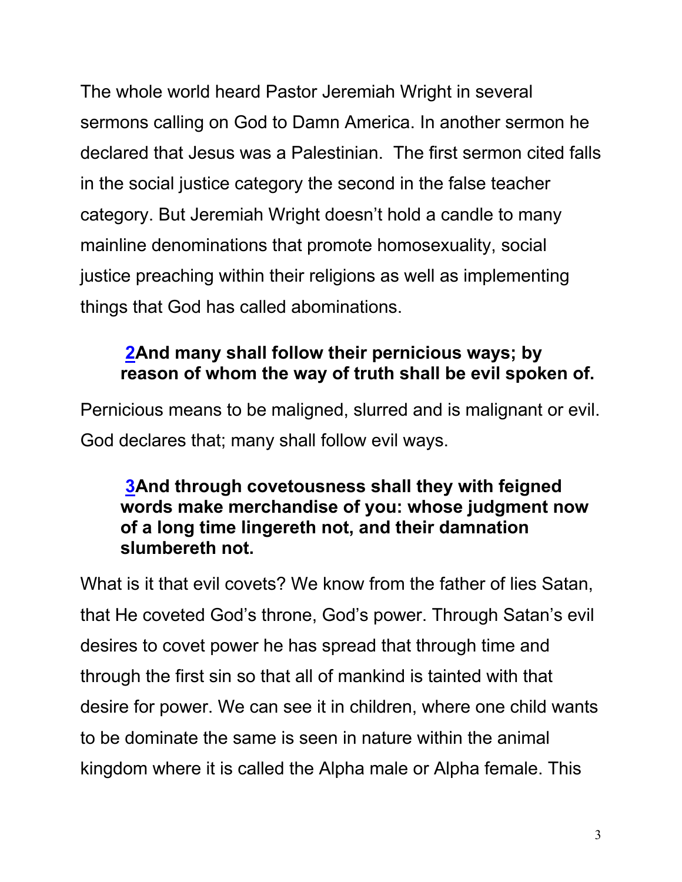The whole world heard Pastor Jeremiah Wright in several sermons calling on God to Damn America. In another sermon he declared that Jesus was a Palestinian. The first sermon cited falls in the social justice category the second in the false teacher category. But Jeremiah Wright doesn't hold a candle to many mainline denominations that promote homosexuality, social justice preaching within their religions as well as implementing things that God has called abominations.

> **2And many shall follow their pernicious ways; by reason of whom the way of truth shall be evil spoken of.**

Pernicious means to be maligned, slurred and is malignant or evil. God declares that; many shall follow evil ways.

> **3And through covetousness shall they with feigned words make merchandise of you: whose judgment now of a long time lingereth not, and their damnation slumbereth not.**

What is it that evil covets? We know from the father of lies Satan, that He coveted God's throne, God's power. Through Satan's evil desires to covet power he has spread that through time and through the first sin so that all of mankind is tainted with that desire for power. We can see it in children, where one child wants to be dominate the same is seen in nature within the animal kingdom where it is called the Alpha male or Alpha female. This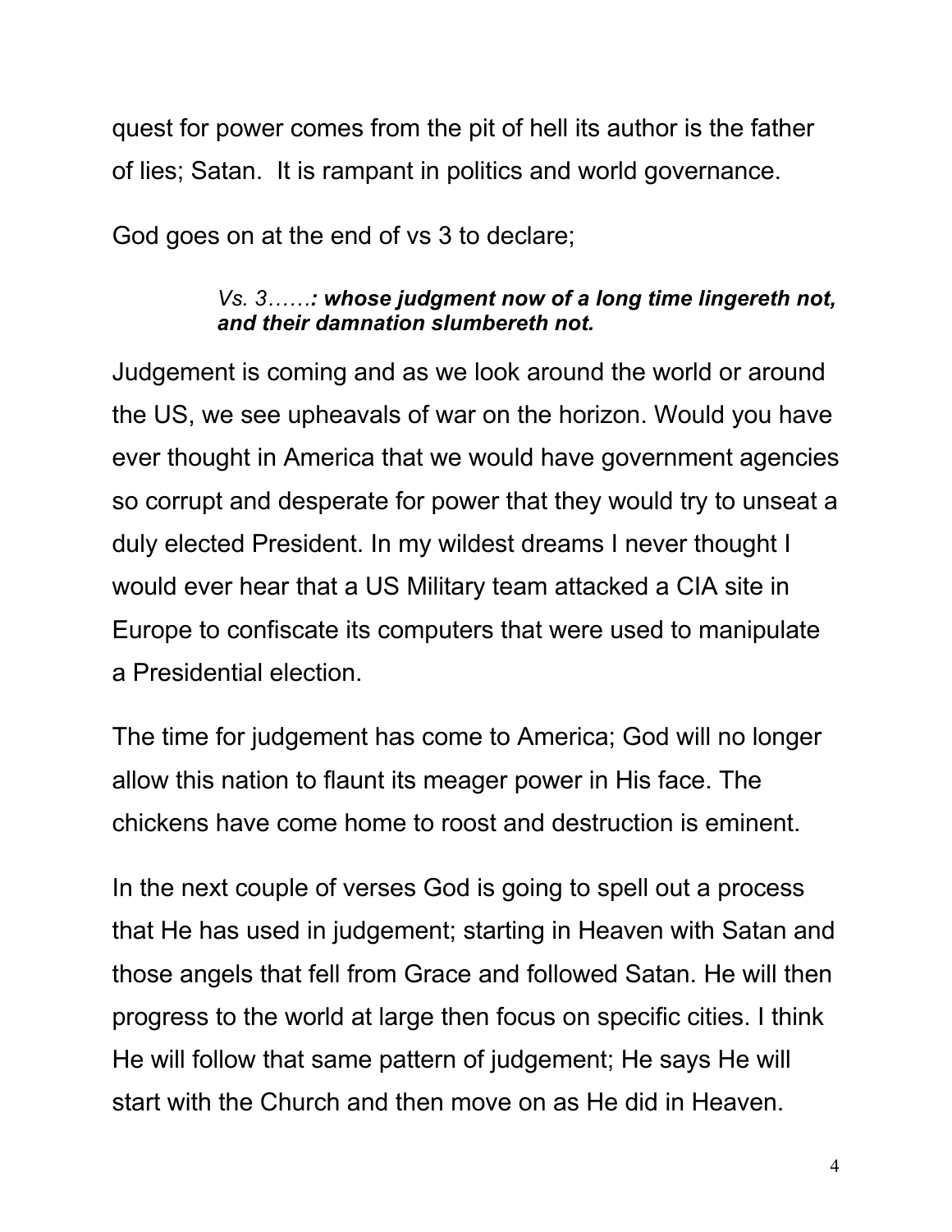quest for power comes from the pit of hell its author is the father of lies; Satan.  It is rampant in politics and world governance.

God goes on at the end of vs 3 to declare;

> *Vs. 3……**: whose judgment now of a long time lingereth not, and their damnation slumbereth not.***

Judgement is coming and as we look around the world or around the US, we see upheavals of war on the horizon. Would you have ever thought in America that we would have government agencies so corrupt and desperate for power that they would try to unseat a duly elected President. In my wildest dreams I never thought I would ever hear that a US Military team attacked a CIA site in Europe to confiscate its computers that were used to manipulate a Presidential election.

The time for judgement has come to America; God will no longer allow this nation to flaunt its meager power in His face. The chickens have come home to roost and destruction is eminent.

In the next couple of verses God is going to spell out a process that He has used in judgement; starting in Heaven with Satan and those angels that fell from Grace and followed Satan. He will then progress to the world at large then focus on specific cities. I think He will follow that same pattern of judgement; He says He will start with the Church and then move on as He did in Heaven.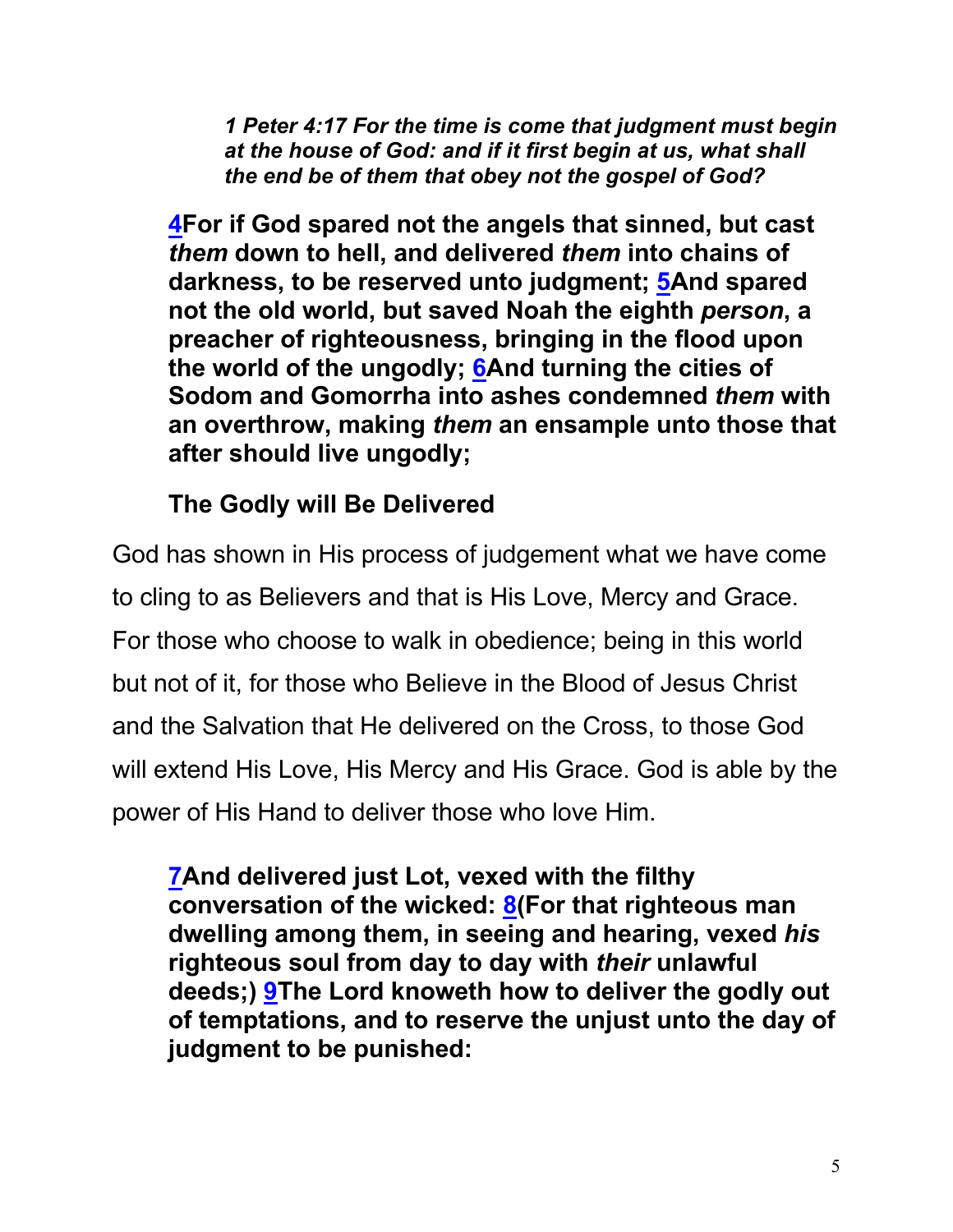***1 Peter 4:17 For the time is come that judgment must begin at the house of God: and if it first begin at us, what shall the end be of them that obey not the gospel of God?***

**4For if God spared not the angels that sinned, but cast *them* down to hell, and delivered *them* into chains of darkness, to be reserved unto judgment; 5And spared not the old world, but saved Noah the eighth *person*, a preacher of righteousness, bringing in the flood upon the world of the ungodly; 6And turning the cities of Sodom and Gomorrha into ashes condemned *them* with an overthrow, making *them* an ensample unto those that after should live ungodly;**

**The Godly will Be Delivered**

God has shown in His process of judgement what we have come to cling to as Believers and that is His Love, Mercy and Grace. For those who choose to walk in obedience; being in this world but not of it, for those who Believe in the Blood of Jesus Christ and the Salvation that He delivered on the Cross, to those God will extend His Love, His Mercy and His Grace. God is able by the power of His Hand to deliver those who love Him.

**7And delivered just Lot, vexed with the filthy conversation of the wicked: 8(For that righteous man dwelling among them, in seeing and hearing, vexed *his* righteous soul from day to day with *their* unlawful deeds;) 9The Lord knoweth how to deliver the godly out of temptations, and to reserve the unjust unto the day of judgment to be punished:**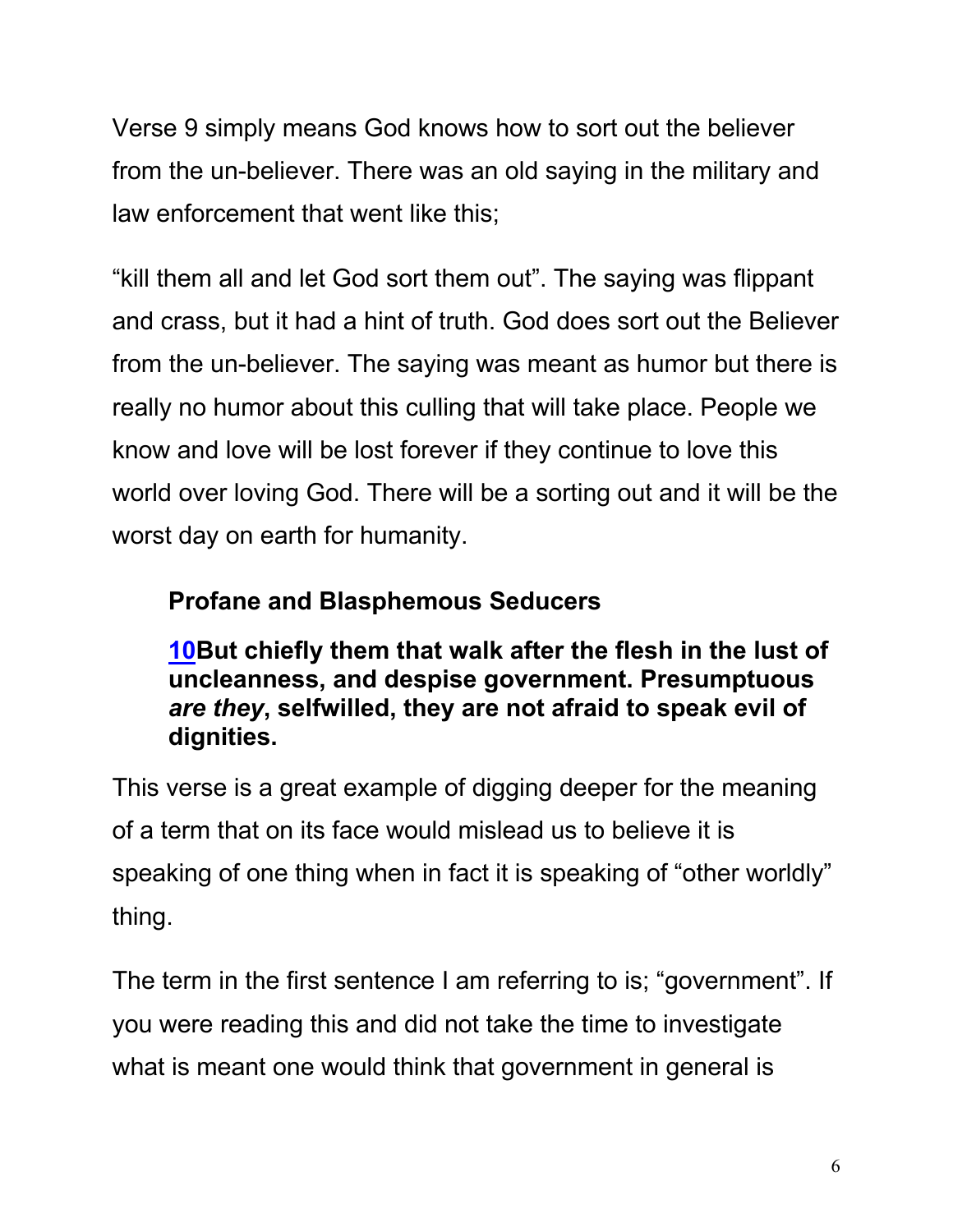Verse 9 simply means God knows how to sort out the believer from the un-believer. There was an old saying in the military and law enforcement that went like this;

"kill them all and let God sort them out". The saying was flippant and crass, but it had a hint of truth. God does sort out the Believer from the un-believer. The saying was meant as humor but there is really no humor about this culling that will take place. People we know and love will be lost forever if they continue to love this world over loving God. There will be a sorting out and it will be the worst day on earth for humanity.

**Profane and Blasphemous Seducers**

**10But chiefly them that walk after the flesh in the lust of uncleanness, and despise government. Presumptuous *are they*, selfwilled, they are not afraid to speak evil of dignities.**

This verse is a great example of digging deeper for the meaning of a term that on its face would mislead us to believe it is speaking of one thing when in fact it is speaking of "other worldly" thing.

The term in the first sentence I am referring to is; "government". If you were reading this and did not take the time to investigate what is meant one would think that government in general is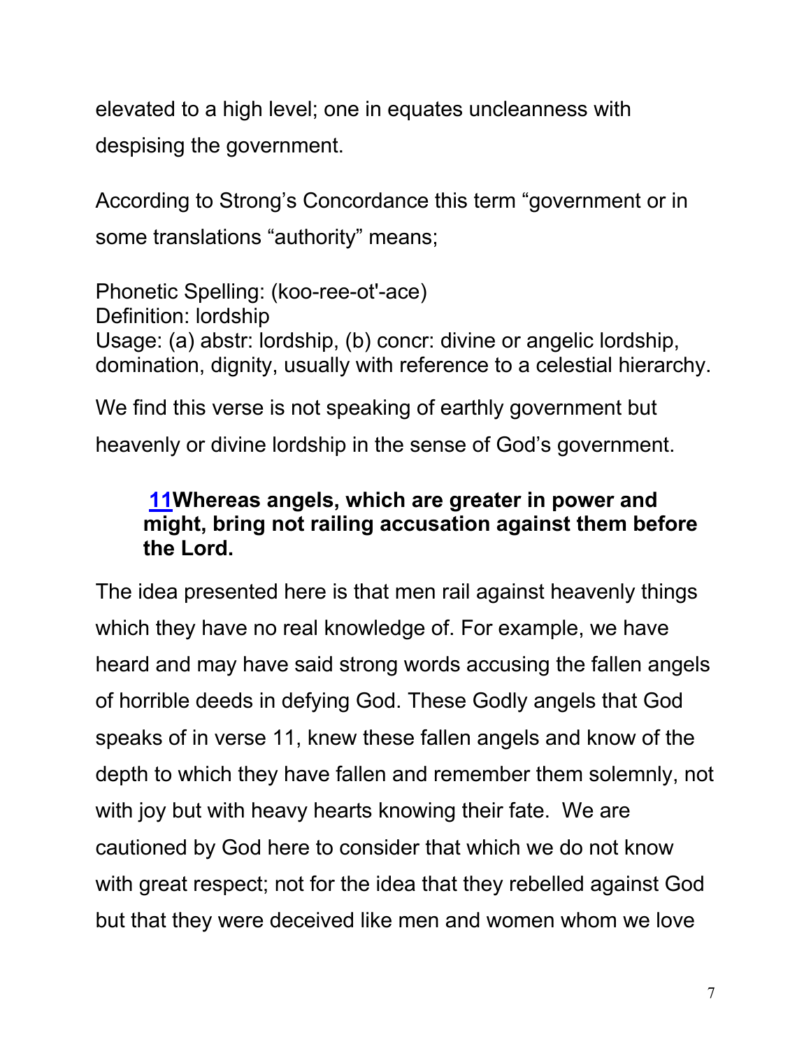elevated to a high level; one in equates uncleanness with despising the government.

According to Strong's Concordance this term "government or in some translations "authority" means;

Phonetic Spelling: (koo-ree-ot'-ace)
Definition: lordship
Usage: (a) abstr: lordship, (b) concr: divine or angelic lordship, domination, dignity, usually with reference to a celestial hierarchy.

We find this verse is not speaking of earthly government but heavenly or divine lordship in the sense of God's government.

> **11Whereas angels, which are greater in power and might, bring not railing accusation against them before the Lord.**

The idea presented here is that men rail against heavenly things which they have no real knowledge of. For example, we have heard and may have said strong words accusing the fallen angels of horrible deeds in defying God. These Godly angels that God speaks of in verse 11, knew these fallen angels and know of the depth to which they have fallen and remember them solemnly, not with joy but with heavy hearts knowing their fate. We are cautioned by God here to consider that which we do not know with great respect; not for the idea that they rebelled against God but that they were deceived like men and women whom we love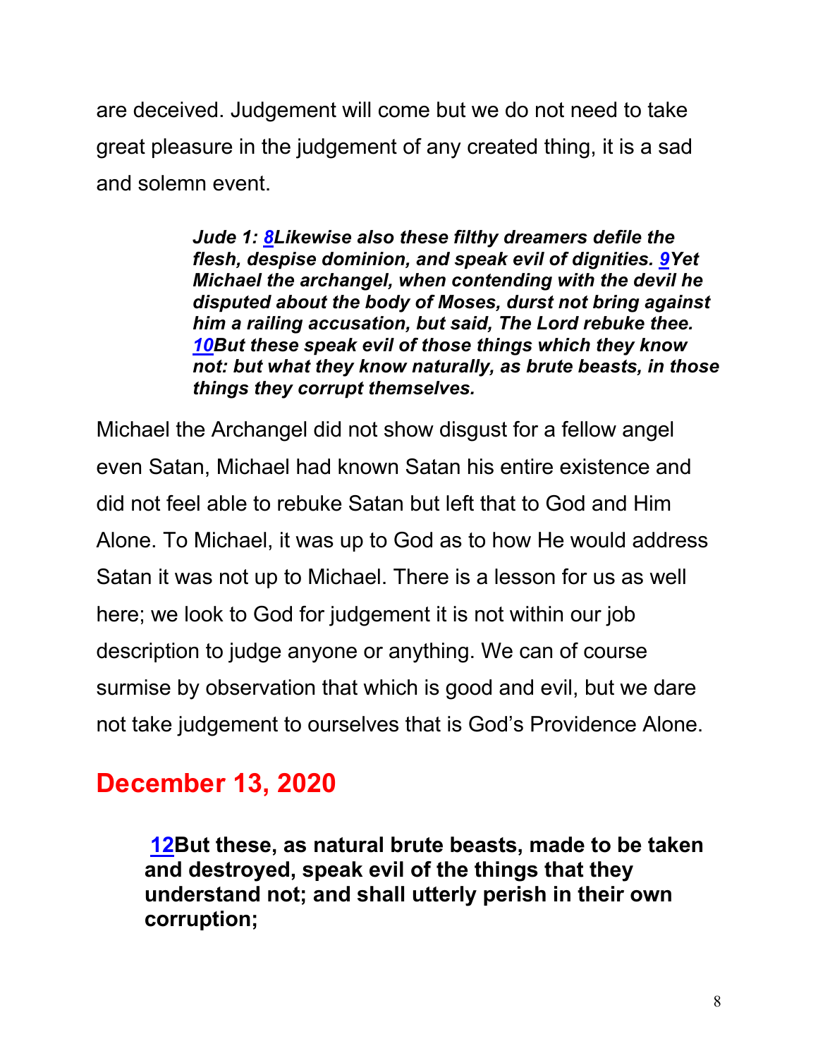are deceived. Judgement will come but we do not need to take great pleasure in the judgement of any created thing, it is a sad and solemn event.

> ***Jude 1: 8Likewise also these filthy dreamers defile the flesh, despise dominion, and speak evil of dignities. 9Yet Michael the archangel, when contending with the devil he disputed about the body of Moses, durst not bring against him a railing accusation, but said, The Lord rebuke thee. 10But these speak evil of those things which they know not: but what they know naturally, as brute beasts, in those things they corrupt themselves.***

Michael the Archangel did not show disgust for a fellow angel even Satan, Michael had known Satan his entire existence and did not feel able to rebuke Satan but left that to God and Him Alone. To Michael, it was up to God as to how He would address Satan it was not up to Michael. There is a lesson for us as well here; we look to God for judgement it is not within our job description to judge anyone or anything. We can of course surmise by observation that which is good and evil, but we dare not take judgement to ourselves that is God's Providence Alone.

## December 13, 2020

> **12But these, as natural brute beasts, made to be taken and destroyed, speak evil of the things that they understand not; and shall utterly perish in their own corruption;**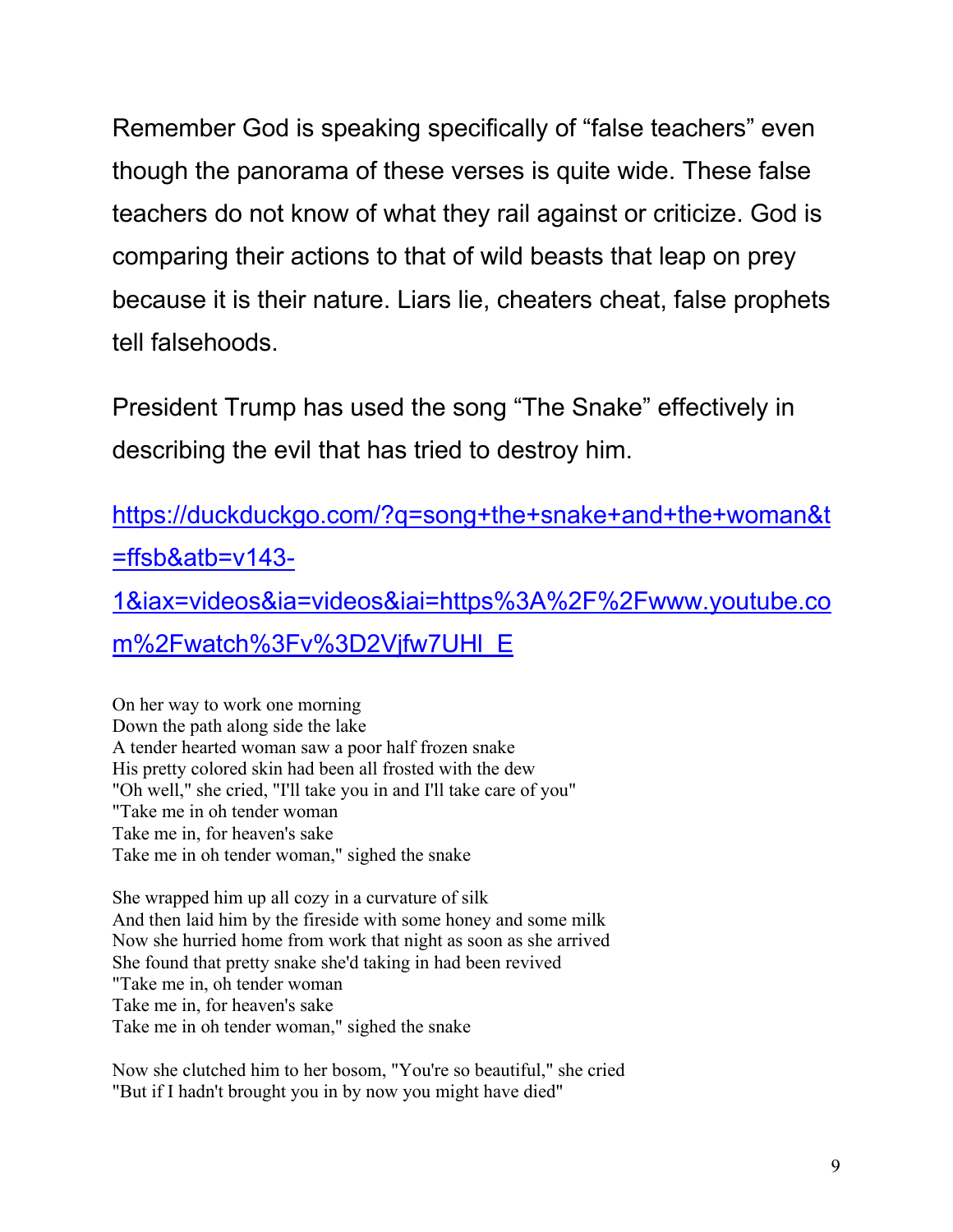Remember God is speaking specifically of "false teachers" even though the panorama of these verses is quite wide. These false teachers do not know of what they rail against or criticize. God is comparing their actions to that of wild beasts that leap on prey because it is their nature. Liars lie, cheaters cheat, false prophets tell falsehoods.

President Trump has used the song "The Snake" effectively in describing the evil that has tried to destroy him.

[https://duckduckgo.com/?q=song+the+snake+and+the+woman&t=ffsb&atb=v143-1&iax=videos&ia=videos&iai=https%3A%2F%2Fwww.youtube.com%2Fwatch%3Fv%3D2Vjfw7UHl_E](https://duckduckgo.com/?q=song+the+snake+and+the+woman&t=ffsb&atb=v143-1&iax=videos&ia=videos&iai=https%3A%2F%2Fwww.youtube.com%2Fwatch%3Fv%3D2Vjfw7UHl_E)

On her way to work one morning
Down the path along side the lake
A tender hearted woman saw a poor half frozen snake
His pretty colored skin had been all frosted with the dew
"Oh well," she cried, "I'll take you in and I'll take care of you"
"Take me in oh tender woman
Take me in, for heaven's sake
Take me in oh tender woman," sighed the snake

She wrapped him up all cozy in a curvature of silk
And then laid him by the fireside with some honey and some milk
Now she hurried home from work that night as soon as she arrived
She found that pretty snake she'd taking in had been revived
"Take me in, oh tender woman
Take me in, for heaven's sake
Take me in oh tender woman," sighed the snake

Now she clutched him to her bosom, "You're so beautiful," she cried
"But if I hadn't brought you in by now you might have died"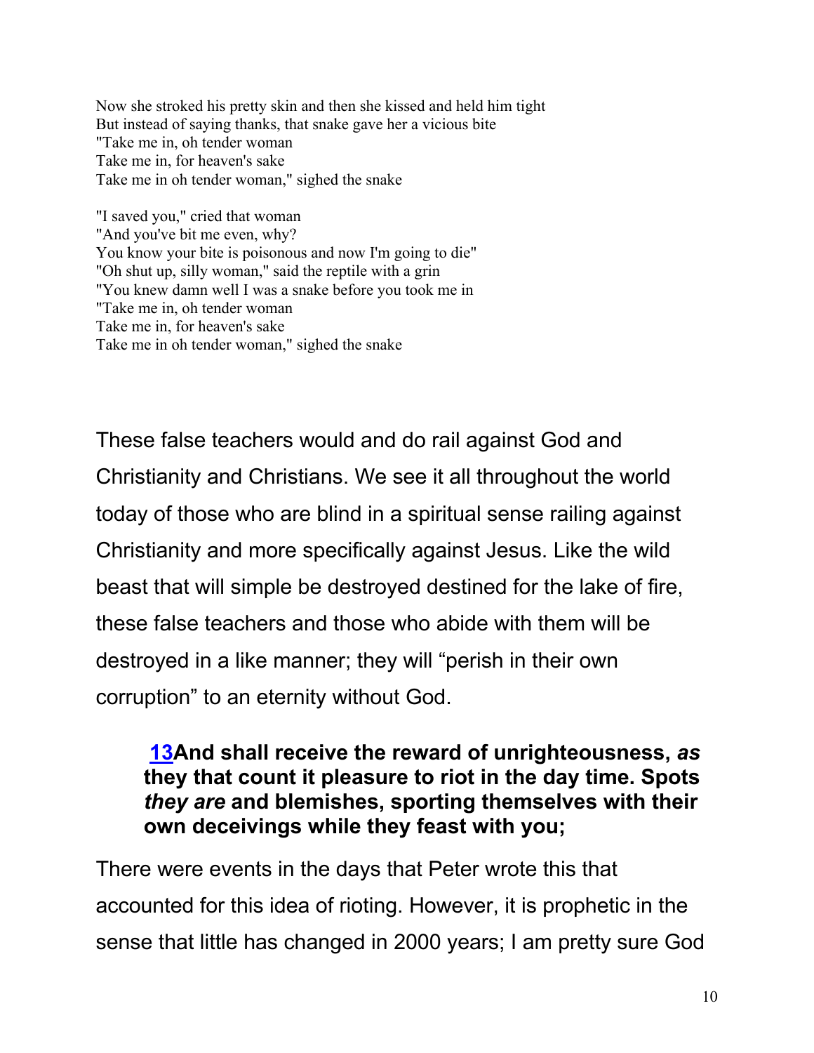Now she stroked his pretty skin and then she kissed and held him tight
But instead of saying thanks, that snake gave her a vicious bite
"Take me in, oh tender woman
Take me in, for heaven's sake
Take me in oh tender woman," sighed the snake

"I saved you," cried that woman
"And you've bit me even, why?
You know your bite is poisonous and now I'm going to die"
"Oh shut up, silly woman," said the reptile with a grin
"You knew damn well I was a snake before you took me in
"Take me in, oh tender woman
Take me in, for heaven's sake
Take me in oh tender woman," sighed the snake

These false teachers would and do rail against God and Christianity and Christians. We see it all throughout the world today of those who are blind in a spiritual sense railing against Christianity and more specifically against Jesus. Like the wild beast that will simple be destroyed destined for the lake of fire, these false teachers and those who abide with them will be destroyed in a like manner; they will "perish in their own corruption" to an eternity without God.

> **13And shall receive the reward of unrighteousness, *as* they that count it pleasure to riot in the day time. Spots *they are* and blemishes, sporting themselves with their own deceivings while they feast with you;**

There were events in the days that Peter wrote this that accounted for this idea of rioting. However, it is prophetic in the sense that little has changed in 2000 years; I am pretty sure God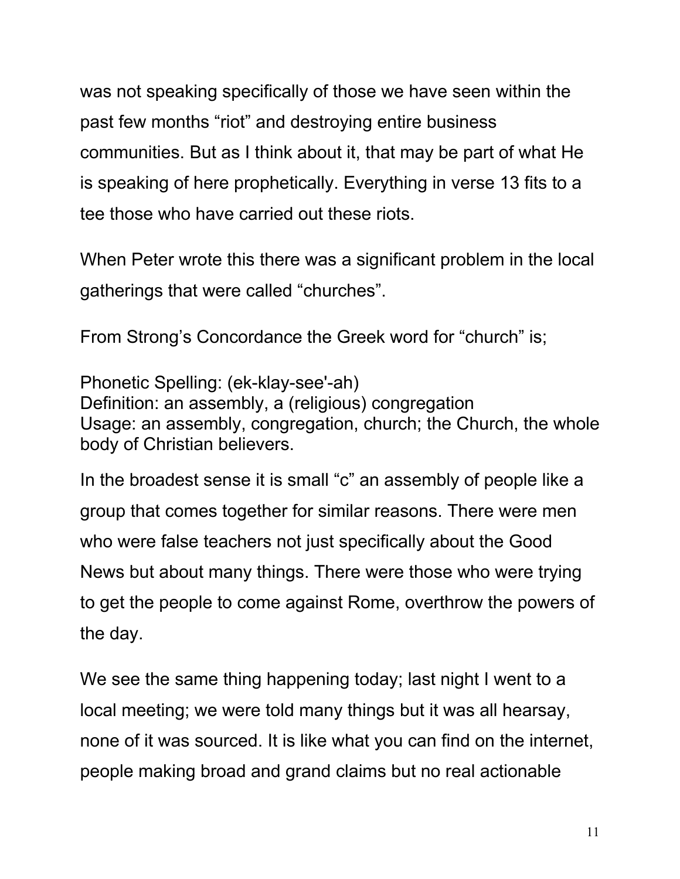was not speaking specifically of those we have seen within the past few months "riot" and destroying entire business communities. But as I think about it, that may be part of what He is speaking of here prophetically. Everything in verse 13 fits to a tee those who have carried out these riots.

When Peter wrote this there was a significant problem in the local gatherings that were called "churches".

From Strong's Concordance the Greek word for "church" is;

Phonetic Spelling: (ek-klay-see'-ah)
Definition: an assembly, a (religious) congregation
Usage: an assembly, congregation, church; the Church, the whole body of Christian believers.

In the broadest sense it is small "c" an assembly of people like a group that comes together for similar reasons. There were men who were false teachers not just specifically about the Good News but about many things. There were those who were trying to get the people to come against Rome, overthrow the powers of the day.

We see the same thing happening today; last night I went to a local meeting; we were told many things but it was all hearsay, none of it was sourced. It is like what you can find on the internet, people making broad and grand claims but no real actionable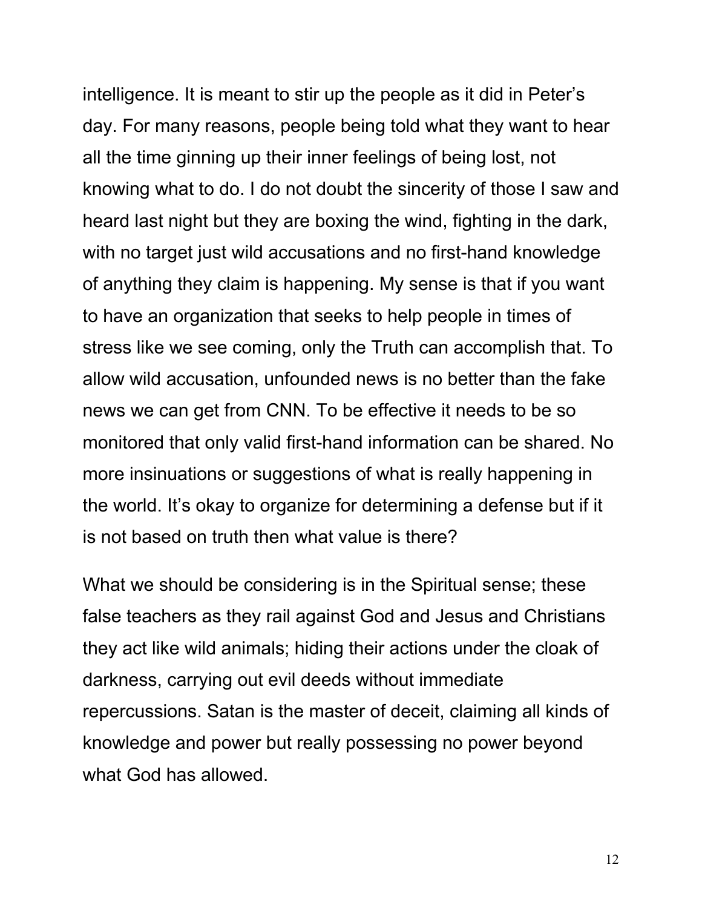intelligence. It is meant to stir up the people as it did in Peter's day. For many reasons, people being told what they want to hear all the time ginning up their inner feelings of being lost, not knowing what to do. I do not doubt the sincerity of those I saw and heard last night but they are boxing the wind, fighting in the dark, with no target just wild accusations and no first-hand knowledge of anything they claim is happening. My sense is that if you want to have an organization that seeks to help people in times of stress like we see coming, only the Truth can accomplish that. To allow wild accusation, unfounded news is no better than the fake news we can get from CNN. To be effective it needs to be so monitored that only valid first-hand information can be shared. No more insinuations or suggestions of what is really happening in the world. It's okay to organize for determining a defense but if it is not based on truth then what value is there?

What we should be considering is in the Spiritual sense; these false teachers as they rail against God and Jesus and Christians they act like wild animals; hiding their actions under the cloak of darkness, carrying out evil deeds without immediate repercussions. Satan is the master of deceit, claiming all kinds of knowledge and power but really possessing no power beyond what God has allowed.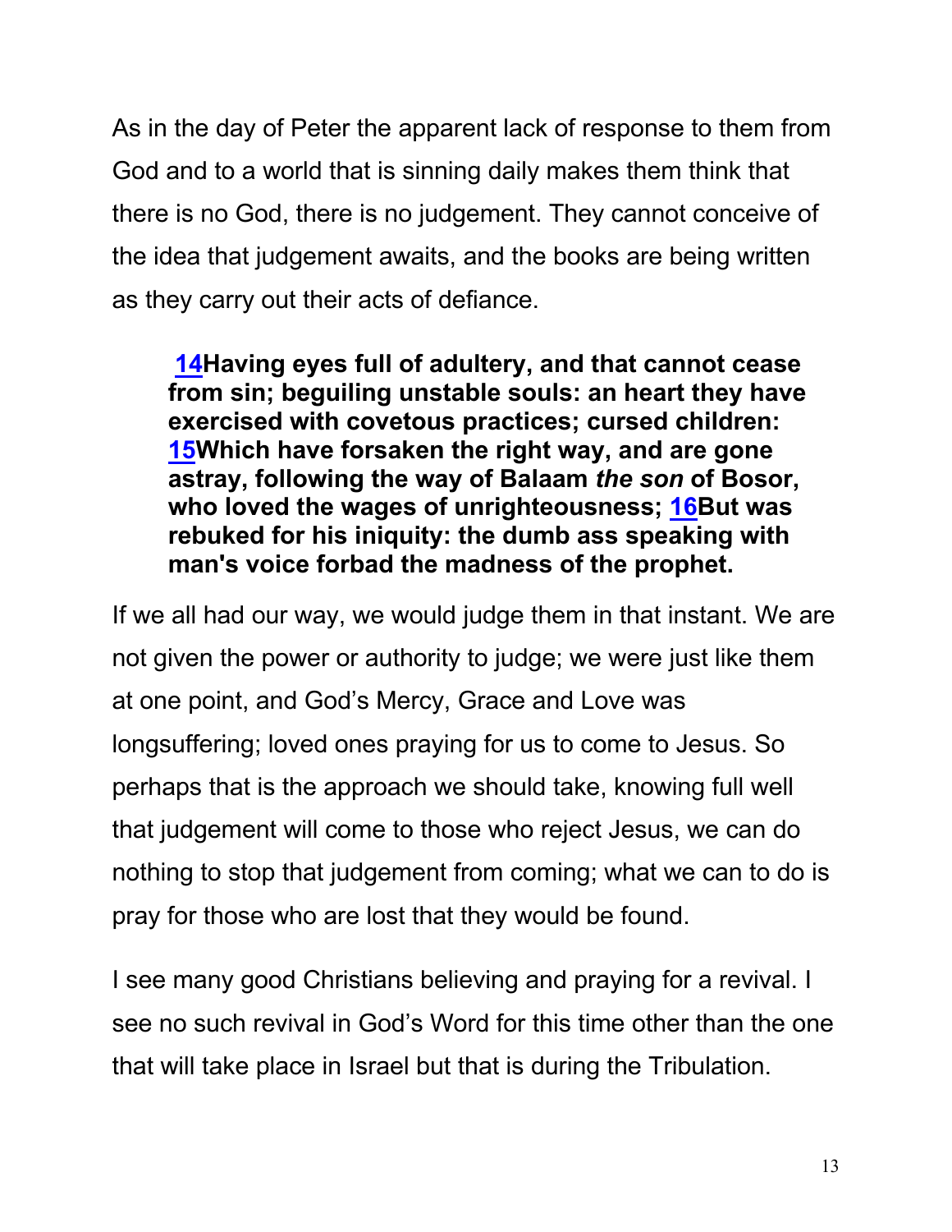As in the day of Peter the apparent lack of response to them from God and to a world that is sinning daily makes them think that there is no God, there is no judgement. They cannot conceive of the idea that judgement awaits, and the books are being written as they carry out their acts of defiance.

> **14Having eyes full of adultery, and that cannot cease from sin; beguiling unstable souls: an heart they have exercised with covetous practices; cursed children: 15Which have forsaken the right way, and are gone astray, following the way of Balaam *the son* of Bosor, who loved the wages of unrighteousness; 16But was rebuked for his iniquity: the dumb ass speaking with man's voice forbad the madness of the prophet.**

If we all had our way, we would judge them in that instant. We are not given the power or authority to judge; we were just like them at one point, and God's Mercy, Grace and Love was longsuffering; loved ones praying for us to come to Jesus. So perhaps that is the approach we should take, knowing full well that judgement will come to those who reject Jesus, we can do nothing to stop that judgement from coming; what we can to do is pray for those who are lost that they would be found.

I see many good Christians believing and praying for a revival. I see no such revival in God's Word for this time other than the one that will take place in Israel but that is during the Tribulation.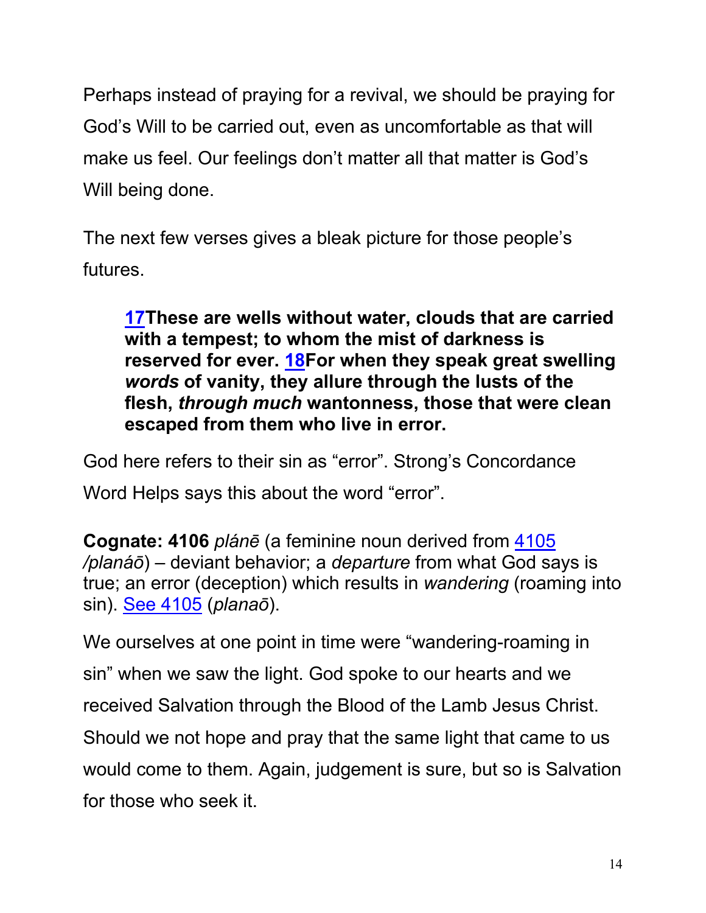Perhaps instead of praying for a revival, we should be praying for God's Will to be carried out, even as uncomfortable as that will make us feel. Our feelings don't matter all that matter is God's Will being done.

The next few verses gives a bleak picture for those people's futures.

> **17These are wells without water, clouds that are carried with a tempest; to whom the mist of darkness is reserved for ever. 18For when they speak great swelling *words* of vanity, they allure through the lusts of the flesh, *through much* wantonness, those that were clean escaped from them who live in error.**

God here refers to their sin as "error". Strong's Concordance Word Helps says this about the word "error".

**Cognate: 4106** *plánē* (a feminine noun derived from 4105 */planáō*) – deviant behavior; a *departure* from what God says is true; an error (deception) which results in *wandering* (roaming into sin). See 4105 (*planaō*).

We ourselves at one point in time were "wandering-roaming in sin" when we saw the light. God spoke to our hearts and we received Salvation through the Blood of the Lamb Jesus Christ. Should we not hope and pray that the same light that came to us would come to them. Again, judgement is sure, but so is Salvation for those who seek it.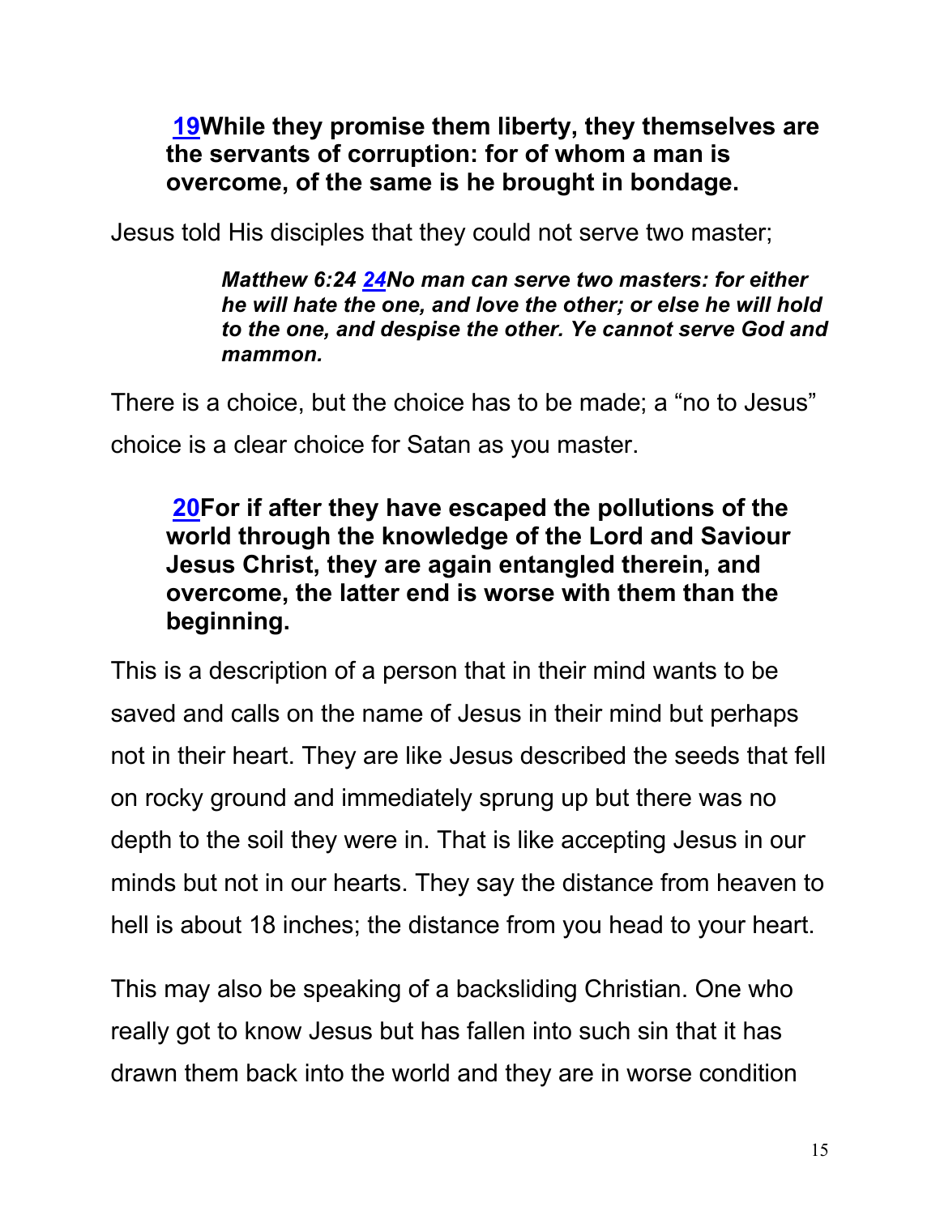**19While they promise them liberty, they themselves are the servants of corruption: for of whom a man is overcome, of the same is he brought in bondage.**

Jesus told His disciples that they could not serve two master;

> ***Matthew 6:24 24No man can serve two masters: for either he will hate the one, and love the other; or else he will hold to the one, and despise the other. Ye cannot serve God and mammon.***

There is a choice, but the choice has to be made; a "no to Jesus" choice is a clear choice for Satan as you master.

**20For if after they have escaped the pollutions of the world through the knowledge of the Lord and Saviour Jesus Christ, they are again entangled therein, and overcome, the latter end is worse with them than the beginning.**

This is a description of a person that in their mind wants to be saved and calls on the name of Jesus in their mind but perhaps not in their heart. They are like Jesus described the seeds that fell on rocky ground and immediately sprung up but there was no depth to the soil they were in. That is like accepting Jesus in our minds but not in our hearts. They say the distance from heaven to hell is about 18 inches; the distance from you head to your heart.

This may also be speaking of a backsliding Christian. One who really got to know Jesus but has fallen into such sin that it has drawn them back into the world and they are in worse condition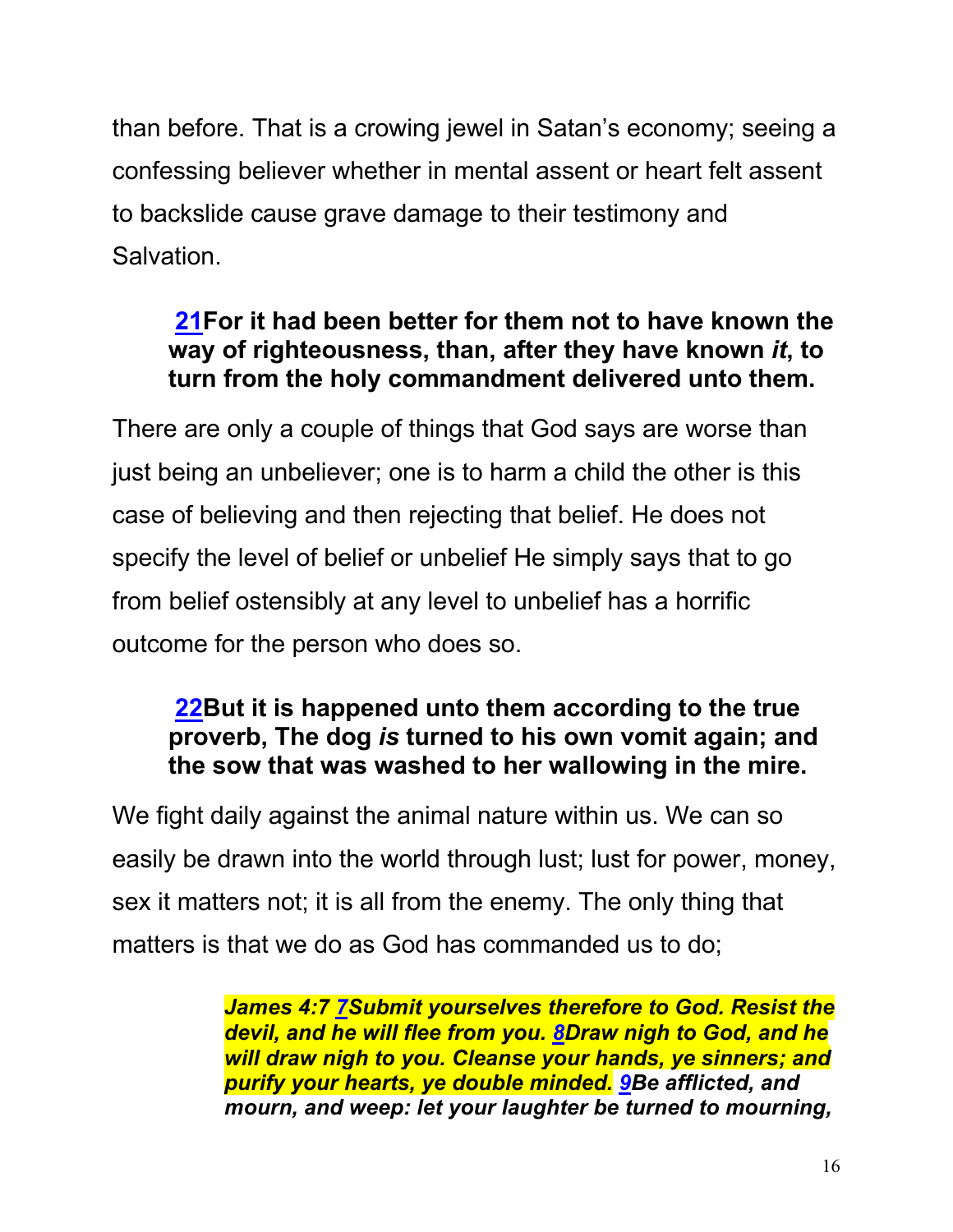than before. That is a crowing jewel in Satan's economy; seeing a confessing believer whether in mental assent or heart felt assent to backslide cause grave damage to their testimony and Salvation.

> **21For it had been better for them not to have known the way of righteousness, than, after they have known *it*, to turn from the holy commandment delivered unto them.**

There are only a couple of things that God says are worse than just being an unbeliever; one is to harm a child the other is this case of believing and then rejecting that belief. He does not specify the level of belief or unbelief He simply says that to go from belief ostensibly at any level to unbelief has a horrific outcome for the person who does so.

> **22But it is happened unto them according to the true proverb, The dog *is* turned to his own vomit again; and the sow that was washed to her wallowing in the mire.**

We fight daily against the animal nature within us. We can so easily be drawn into the world through lust; lust for power, money, sex it matters not; it is all from the enemy. The only thing that matters is that we do as God has commanded us to do;

> ***James 4:7 7Submit yourselves therefore to God. Resist the devil, and he will flee from you. 8Draw nigh to God, and he will draw nigh to you. Cleanse your hands, ye sinners; and purify your hearts, ye double minded. 9Be afflicted, and mourn, and weep: let your laughter be turned to mourning,***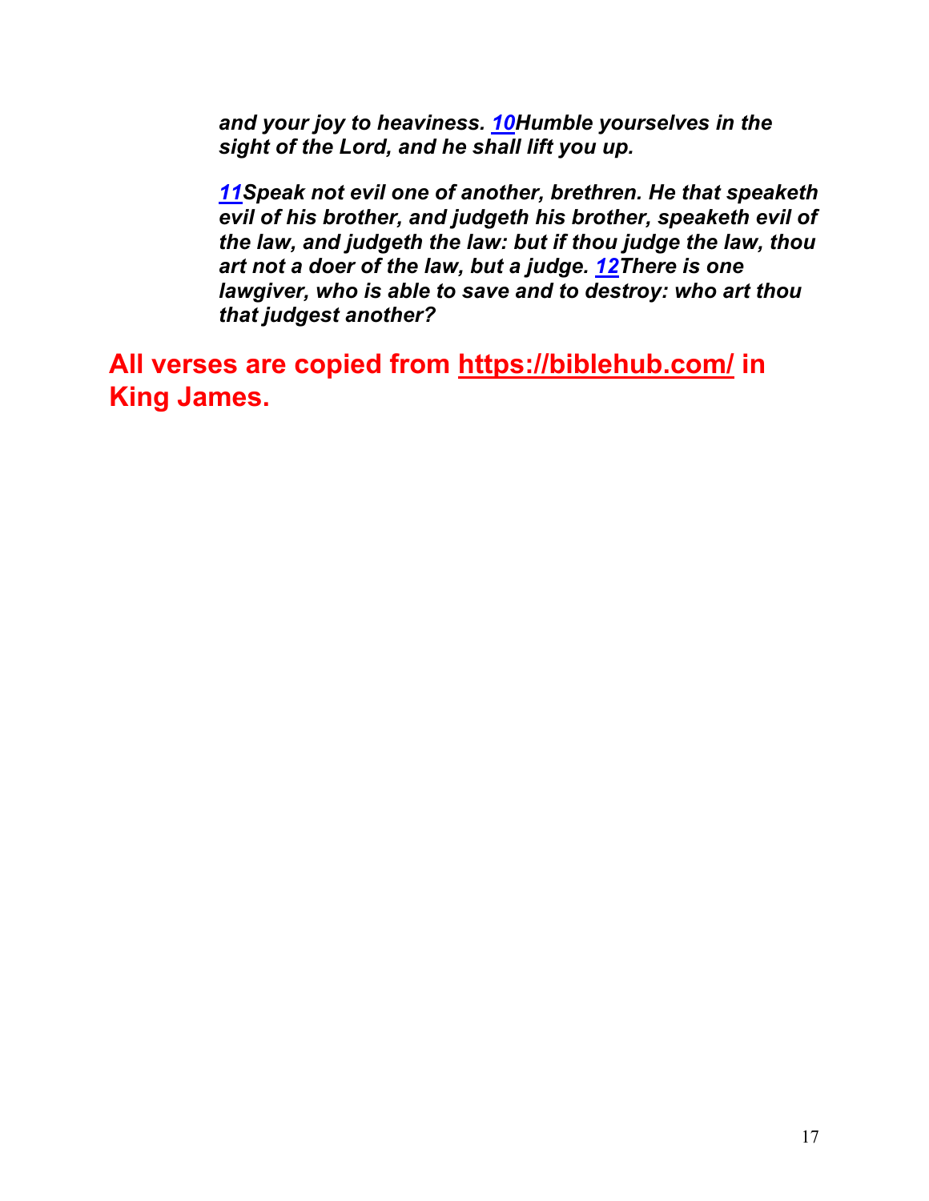***and your joy to heaviness. [10](#)Humble yourselves in the sight of the Lord, and he shall lift you up.***

***[11](#)Speak not evil one of another, brethren. He that speaketh evil of his brother, and judgeth his brother, speaketh evil of the law, and judgeth the law: but if thou judge the law, thou art not a doer of the law, but a judge. [12](#)There is one lawgiver, who is able to save and to destroy: who art thou that judgest another?***

**All verses are copied from [https://biblehub.com/](https://biblehub.com/) in King James.**